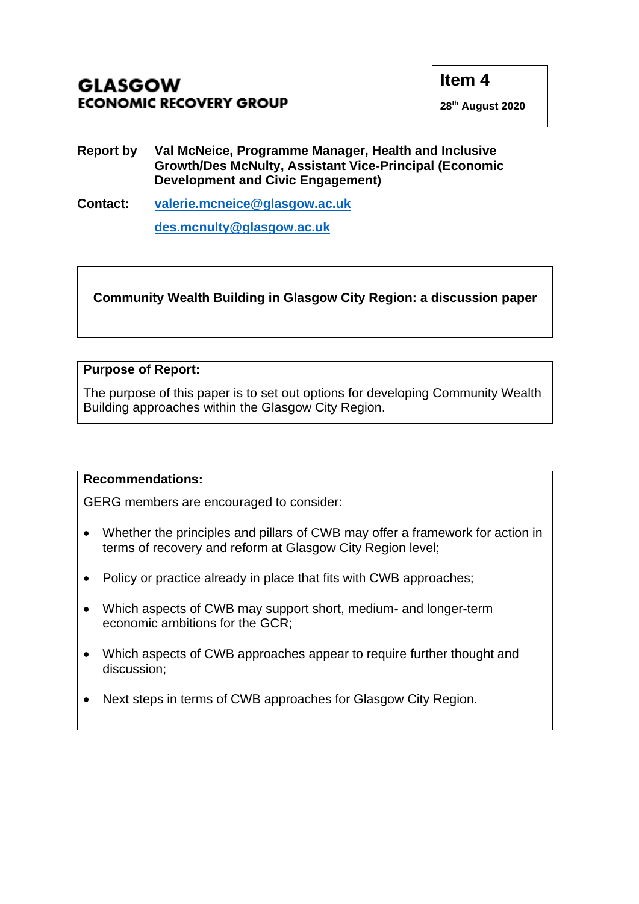# GLASGOW
## ECONOMIC RECOVERY GROUP

**Item 4**

**28th August 2020**

**Report by** **Val McNeice, Programme Manager, Health and Inclusive Growth/Des McNulty, Assistant Vice-Principal (Economic Development and Civic Engagement)**

**Contact:** valerie.mcneice@glasgow.ac.uk

des.mcnulty@glasgow.ac.uk

**Community Wealth Building in Glasgow City Region: a discussion paper**

**Purpose of Report:**

The purpose of this paper is to set out options for developing Community Wealth Building approaches within the Glasgow City Region.

**Recommendations:**

GERG members are encouraged to consider:

- Whether the principles and pillars of CWB may offer a framework for action in terms of recovery and reform at Glasgow City Region level;
- Policy or practice already in place that fits with CWB approaches;
- Which aspects of CWB may support short, medium- and longer-term economic ambitions for the GCR;
- Which aspects of CWB approaches appear to require further thought and discussion;
- Next steps in terms of CWB approaches for Glasgow City Region.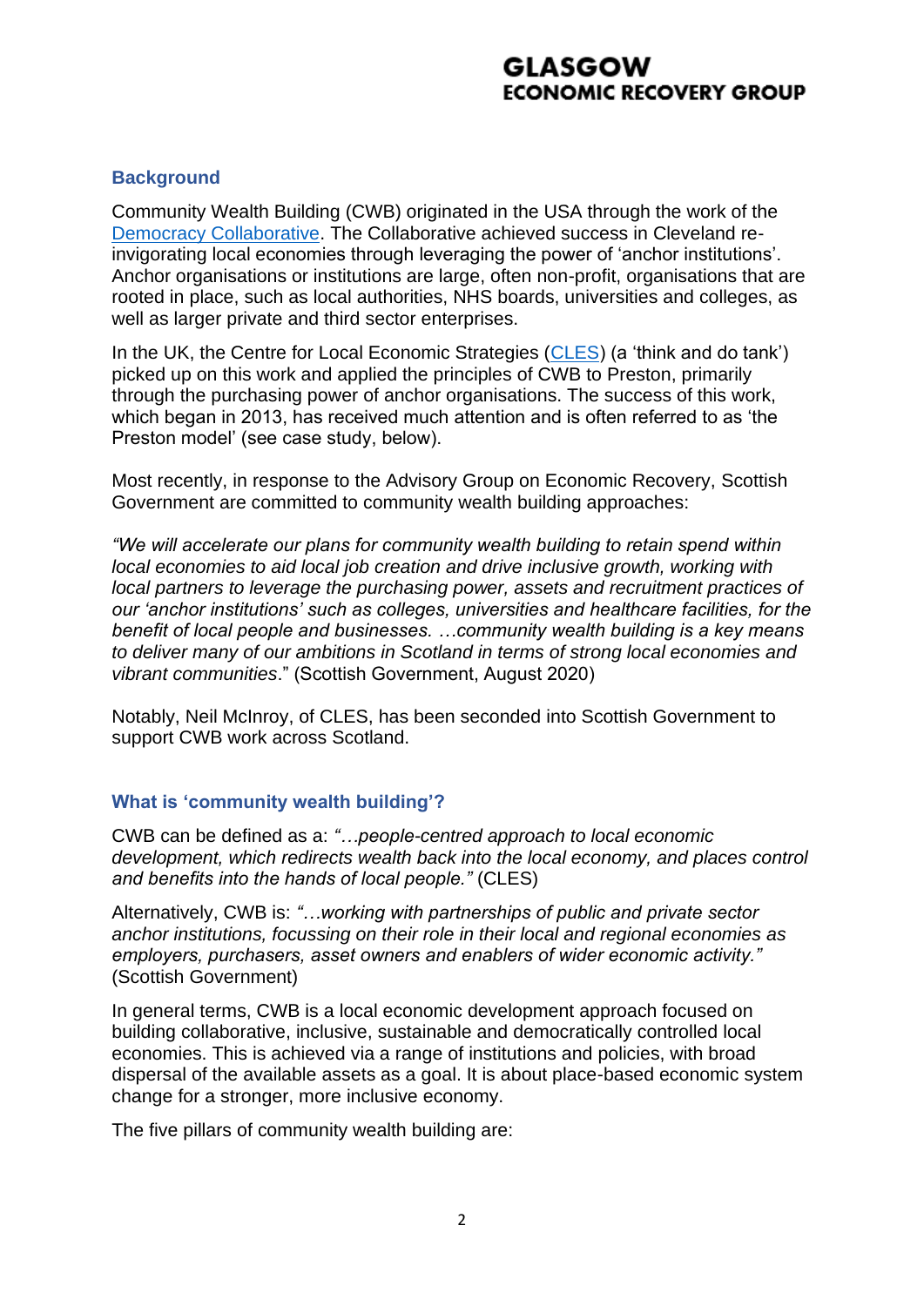## Background

Community Wealth Building (CWB) originated in the USA through the work of the [Democracy Collaborative](). The Collaborative achieved success in Cleveland re-invigorating local economies through leveraging the power of 'anchor institutions'. Anchor organisations or institutions are large, often non-profit, organisations that are rooted in place, such as local authorities, NHS boards, universities and colleges, as well as larger private and third sector enterprises.

In the UK, the Centre for Local Economic Strategies ([CLES]()) (a 'think and do tank') picked up on this work and applied the principles of CWB to Preston, primarily through the purchasing power of anchor organisations. The success of this work, which began in 2013, has received much attention and is often referred to as 'the Preston model' (see case study, below).

Most recently, in response to the Advisory Group on Economic Recovery, Scottish Government are committed to community wealth building approaches:

*"We will accelerate our plans for community wealth building to retain spend within local economies to aid local job creation and drive inclusive growth, working with local partners to leverage the purchasing power, assets and recruitment practices of our 'anchor institutions' such as colleges, universities and healthcare facilities, for the benefit of local people and businesses. …community wealth building is a key means to deliver many of our ambitions in Scotland in terms of strong local economies and vibrant communities*." (Scottish Government, August 2020)

Notably, Neil McInroy, of CLES, has been seconded into Scottish Government to support CWB work across Scotland.

## What is 'community wealth building'?

CWB can be defined as a: *"…people-centred approach to local economic development, which redirects wealth back into the local economy, and places control and benefits into the hands of local people."* (CLES)

Alternatively, CWB is: *"…working with partnerships of public and private sector anchor institutions, focussing on their role in their local and regional economies as employers, purchasers, asset owners and enablers of wider economic activity."* (Scottish Government)

In general terms, CWB is a local economic development approach focused on building collaborative, inclusive, sustainable and democratically controlled local economies. This is achieved via a range of institutions and policies, with broad dispersal of the available assets as a goal. It is about place-based economic system change for a stronger, more inclusive economy.

The five pillars of community wealth building are: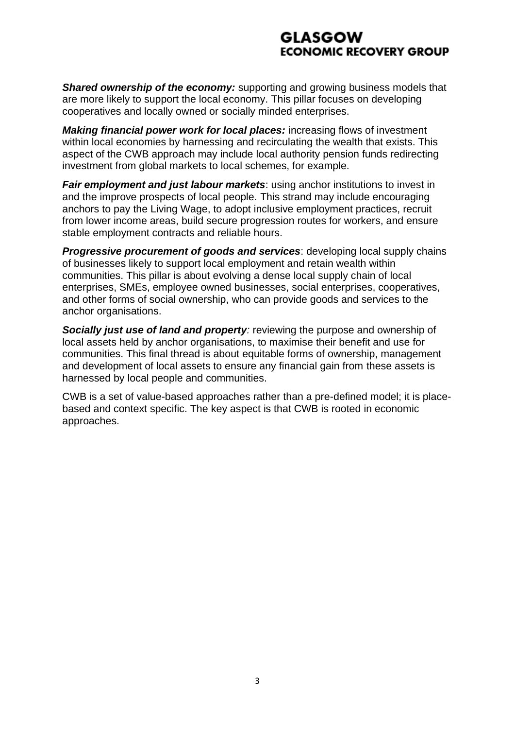***Shared ownership of the economy:*** supporting and growing business models that are more likely to support the local economy. This pillar focuses on developing cooperatives and locally owned or socially minded enterprises.

***Making financial power work for local places:*** increasing flows of investment within local economies by harnessing and recirculating the wealth that exists. This aspect of the CWB approach may include local authority pension funds redirecting investment from global markets to local schemes, for example.

***Fair employment and just labour markets***: using anchor institutions to invest in and the improve prospects of local people. This strand may include encouraging anchors to pay the Living Wage, to adopt inclusive employment practices, recruit from lower income areas, build secure progression routes for workers, and ensure stable employment contracts and reliable hours.

***Progressive procurement of goods and services***: developing local supply chains of businesses likely to support local employment and retain wealth within communities. This pillar is about evolving a dense local supply chain of local enterprises, SMEs, employee owned businesses, social enterprises, cooperatives, and other forms of social ownership, who can provide goods and services to the anchor organisations.

***Socially just use of land and property****:* reviewing the purpose and ownership of local assets held by anchor organisations, to maximise their benefit and use for communities. This final thread is about equitable forms of ownership, management and development of local assets to ensure any financial gain from these assets is harnessed by local people and communities.

CWB is a set of value-based approaches rather than a pre-defined model; it is place-based and context specific. The key aspect is that CWB is rooted in economic approaches.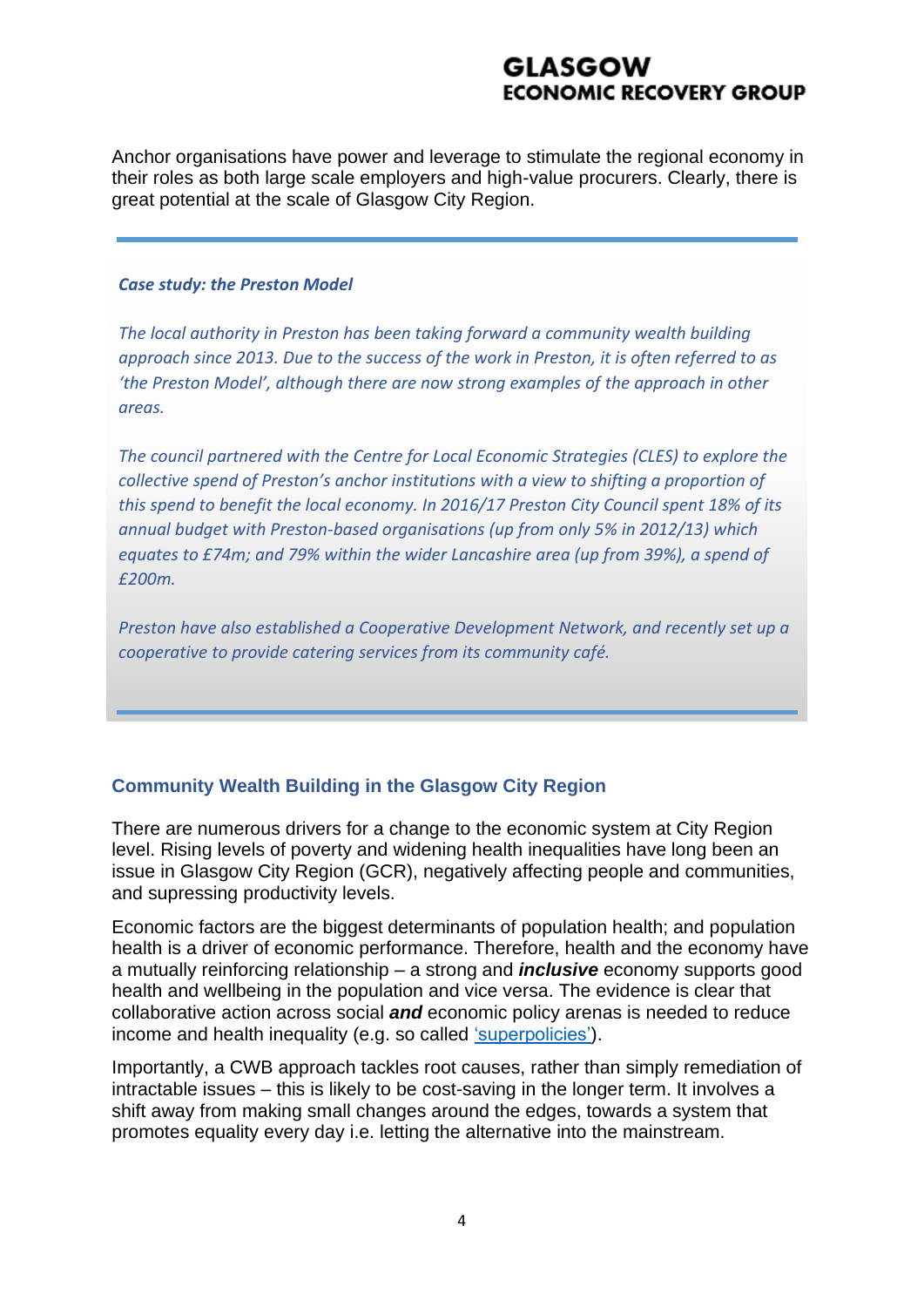Anchor organisations have power and leverage to stimulate the regional economy in their roles as both large scale employers and high-value procurers. Clearly, there is great potential at the scale of Glasgow City Region.

---

***Case study: the Preston Model***

*The local authority in Preston has been taking forward a community wealth building approach since 2013. Due to the success of the work in Preston, it is often referred to as 'the Preston Model', although there are now strong examples of the approach in other areas.*

*The council partnered with the Centre for Local Economic Strategies (CLES) to explore the collective spend of Preston's anchor institutions with a view to shifting a proportion of this spend to benefit the local economy. In 2016/17 Preston City Council spent 18% of its annual budget with Preston-based organisations (up from only 5% in 2012/13) which equates to £74m; and 79% within the wider Lancashire area (up from 39%), a spend of £200m.*

*Preston have also established a Cooperative Development Network, and recently set up a cooperative to provide catering services from its community café.*

---

### Community Wealth Building in the Glasgow City Region

There are numerous drivers for a change to the economic system at City Region level. Rising levels of poverty and widening health inequalities have long been an issue in Glasgow City Region (GCR), negatively affecting people and communities, and supressing productivity levels.

Economic factors are the biggest determinants of population health; and population health is a driver of economic performance. Therefore, health and the economy have a mutually reinforcing relationship – a strong and ***inclusive*** economy supports good health and wellbeing in the population and vice versa. The evidence is clear that collaborative action across social ***and*** economic policy arenas is needed to reduce income and health inequality (e.g. so called 'superpolicies').

Importantly, a CWB approach tackles root causes, rather than simply remediation of intractable issues – this is likely to be cost-saving in the longer term. It involves a shift away from making small changes around the edges, towards a system that promotes equality every day i.e. letting the alternative into the mainstream.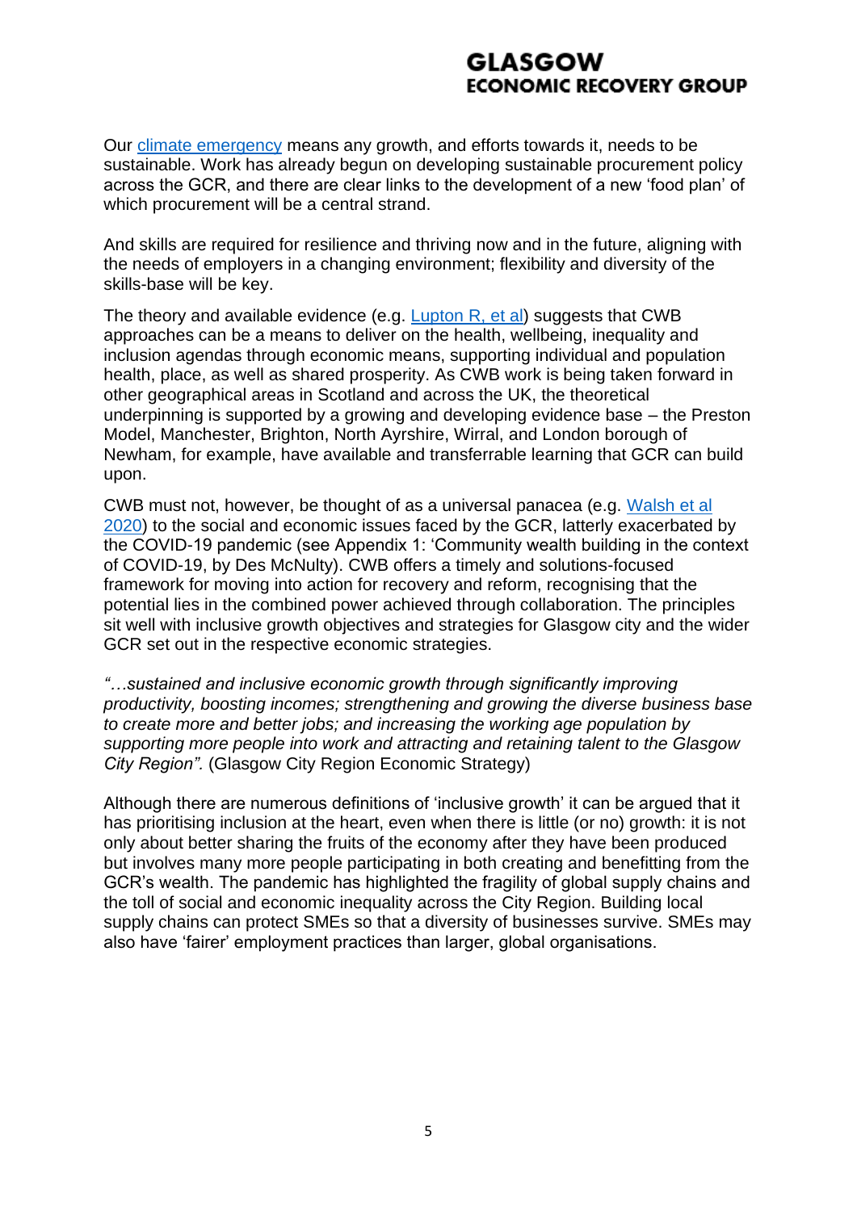Our climate emergency means any growth, and efforts towards it, needs to be sustainable. Work has already begun on developing sustainable procurement policy across the GCR, and there are clear links to the development of a new 'food plan' of which procurement will be a central strand.

And skills are required for resilience and thriving now and in the future, aligning with the needs of employers in a changing environment; flexibility and diversity of the skills-base will be key.

The theory and available evidence (e.g. Lupton R, et al) suggests that CWB approaches can be a means to deliver on the health, wellbeing, inequality and inclusion agendas through economic means, supporting individual and population health, place, as well as shared prosperity. As CWB work is being taken forward in other geographical areas in Scotland and across the UK, the theoretical underpinning is supported by a growing and developing evidence base – the Preston Model, Manchester, Brighton, North Ayrshire, Wirral, and London borough of Newham, for example, have available and transferrable learning that GCR can build upon.

CWB must not, however, be thought of as a universal panacea (e.g. Walsh et al 2020) to the social and economic issues faced by the GCR, latterly exacerbated by the COVID-19 pandemic (see Appendix 1: 'Community wealth building in the context of COVID-19, by Des McNulty). CWB offers a timely and solutions-focused framework for moving into action for recovery and reform, recognising that the potential lies in the combined power achieved through collaboration. The principles sit well with inclusive growth objectives and strategies for Glasgow city and the wider GCR set out in the respective economic strategies.

*"…sustained and inclusive economic growth through significantly improving productivity, boosting incomes; strengthening and growing the diverse business base to create more and better jobs; and increasing the working age population by supporting more people into work and attracting and retaining talent to the Glasgow City Region".* (Glasgow City Region Economic Strategy)

Although there are numerous definitions of 'inclusive growth' it can be argued that it has prioritising inclusion at the heart, even when there is little (or no) growth: it is not only about better sharing the fruits of the economy after they have been produced but involves many more people participating in both creating and benefitting from the GCR's wealth. The pandemic has highlighted the fragility of global supply chains and the toll of social and economic inequality across the City Region. Building local supply chains can protect SMEs so that a diversity of businesses survive. SMEs may also have 'fairer' employment practices than larger, global organisations.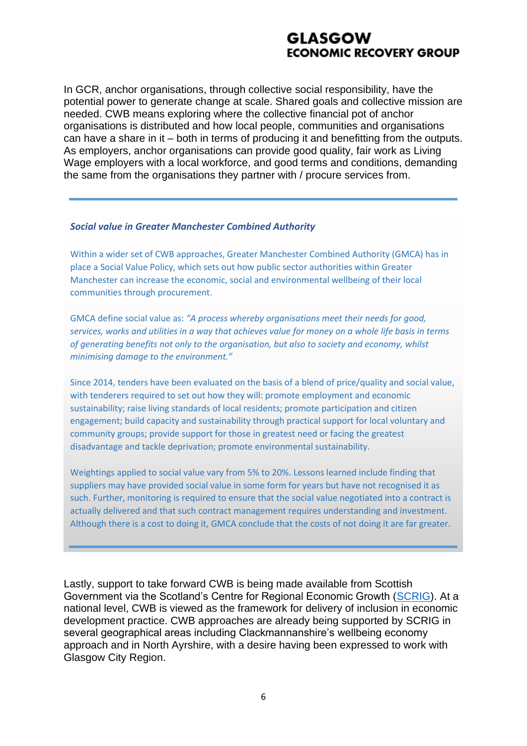In GCR, anchor organisations, through collective social responsibility, have the potential power to generate change at scale. Shared goals and collective mission are needed. CWB means exploring where the collective financial pot of anchor organisations is distributed and how local people, communities and organisations can have a share in it – both in terms of producing it and benefitting from the outputs. As employers, anchor organisations can provide good quality, fair work as Living Wage employers with a local workforce, and good terms and conditions, demanding the same from the organisations they partner with / procure services from.

---

***Social value in Greater Manchester Combined Authority***

Within a wider set of CWB approaches, Greater Manchester Combined Authority (GMCA) has in place a Social Value Policy, which sets out how public sector authorities within Greater Manchester can increase the economic, social and environmental wellbeing of their local communities through procurement.

GMCA define social value as: *"A process whereby organisations meet their needs for good, services, works and utilities in a way that achieves value for money on a whole life basis in terms of generating benefits not only to the organisation, but also to society and economy, whilst minimising damage to the environment."*

Since 2014, tenders have been evaluated on the basis of a blend of price/quality and social value, with tenderers required to set out how they will: promote employment and economic sustainability; raise living standards of local residents; promote participation and citizen engagement; build capacity and sustainability through practical support for local voluntary and community groups; provide support for those in greatest need or facing the greatest disadvantage and tackle deprivation; promote environmental sustainability.

Weightings applied to social value vary from 5% to 20%. Lessons learned include finding that suppliers may have provided social value in some form for years but have not recognised it as such. Further, monitoring is required to ensure that the social value negotiated into a contract is actually delivered and that such contract management requires understanding and investment. Although there is a cost to doing it, GMCA conclude that the costs of not doing it are far greater.

---

Lastly, support to take forward CWB is being made available from Scottish Government via the Scotland's Centre for Regional Economic Growth (SCRIG). At a national level, CWB is viewed as the framework for delivery of inclusion in economic development practice. CWB approaches are already being supported by SCRIG in several geographical areas including Clackmannanshire's wellbeing economy approach and in North Ayrshire, with a desire having been expressed to work with Glasgow City Region.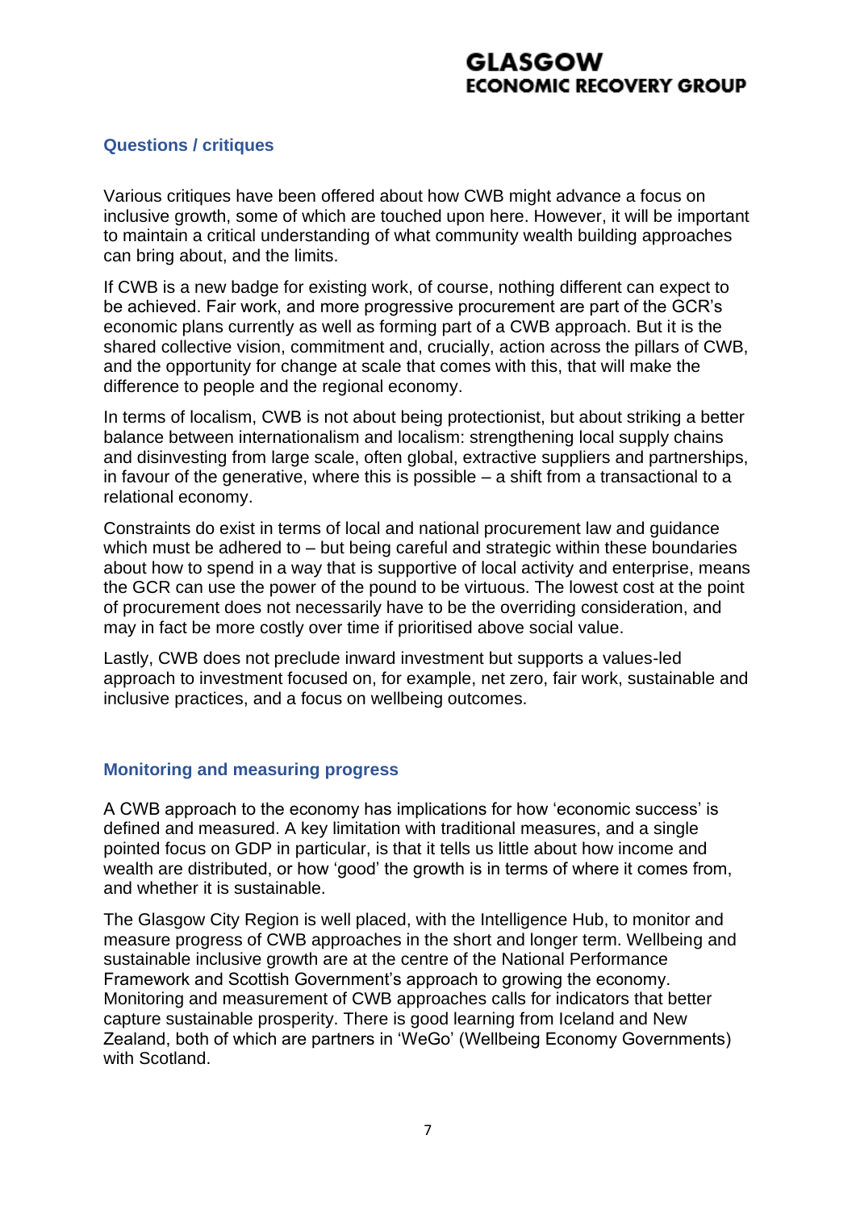## Questions / critiques

Various critiques have been offered about how CWB might advance a focus on inclusive growth, some of which are touched upon here. However, it will be important to maintain a critical understanding of what community wealth building approaches can bring about, and the limits.

If CWB is a new badge for existing work, of course, nothing different can expect to be achieved. Fair work, and more progressive procurement are part of the GCR's economic plans currently as well as forming part of a CWB approach. But it is the shared collective vision, commitment and, crucially, action across the pillars of CWB, and the opportunity for change at scale that comes with this, that will make the difference to people and the regional economy.

In terms of localism, CWB is not about being protectionist, but about striking a better balance between internationalism and localism: strengthening local supply chains and disinvesting from large scale, often global, extractive suppliers and partnerships, in favour of the generative, where this is possible – a shift from a transactional to a relational economy.

Constraints do exist in terms of local and national procurement law and guidance which must be adhered to – but being careful and strategic within these boundaries about how to spend in a way that is supportive of local activity and enterprise, means the GCR can use the power of the pound to be virtuous. The lowest cost at the point of procurement does not necessarily have to be the overriding consideration, and may in fact be more costly over time if prioritised above social value.

Lastly, CWB does not preclude inward investment but supports a values-led approach to investment focused on, for example, net zero, fair work, sustainable and inclusive practices, and a focus on wellbeing outcomes.

## Monitoring and measuring progress

A CWB approach to the economy has implications for how 'economic success' is defined and measured. A key limitation with traditional measures, and a single pointed focus on GDP in particular, is that it tells us little about how income and wealth are distributed, or how 'good' the growth is in terms of where it comes from, and whether it is sustainable.

The Glasgow City Region is well placed, with the Intelligence Hub, to monitor and measure progress of CWB approaches in the short and longer term. Wellbeing and sustainable inclusive growth are at the centre of the National Performance Framework and Scottish Government's approach to growing the economy. Monitoring and measurement of CWB approaches calls for indicators that better capture sustainable prosperity. There is good learning from Iceland and New Zealand, both of which are partners in 'WeGo' (Wellbeing Economy Governments) with Scotland.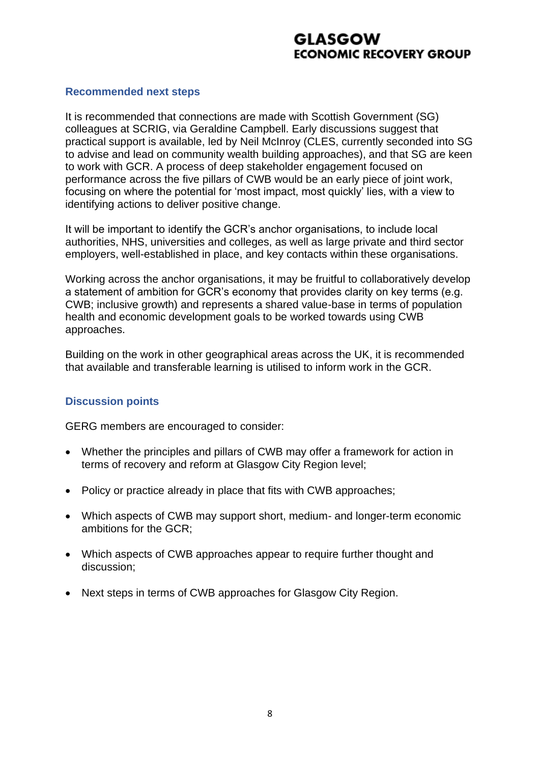## Recommended next steps

It is recommended that connections are made with Scottish Government (SG) colleagues at SCRIG, via Geraldine Campbell. Early discussions suggest that practical support is available, led by Neil McInroy (CLES, currently seconded into SG to advise and lead on community wealth building approaches), and that SG are keen to work with GCR. A process of deep stakeholder engagement focused on performance across the five pillars of CWB would be an early piece of joint work, focusing on where the potential for 'most impact, most quickly' lies, with a view to identifying actions to deliver positive change.

It will be important to identify the GCR's anchor organisations, to include local authorities, NHS, universities and colleges, as well as large private and third sector employers, well-established in place, and key contacts within these organisations.

Working across the anchor organisations, it may be fruitful to collaboratively develop a statement of ambition for GCR's economy that provides clarity on key terms (e.g. CWB; inclusive growth) and represents a shared value-base in terms of population health and economic development goals to be worked towards using CWB approaches.

Building on the work in other geographical areas across the UK, it is recommended that available and transferable learning is utilised to inform work in the GCR.

## Discussion points

GERG members are encouraged to consider:

- Whether the principles and pillars of CWB may offer a framework for action in terms of recovery and reform at Glasgow City Region level;
- Policy or practice already in place that fits with CWB approaches;
- Which aspects of CWB may support short, medium- and longer-term economic ambitions for the GCR;
- Which aspects of CWB approaches appear to require further thought and discussion;
- Next steps in terms of CWB approaches for Glasgow City Region.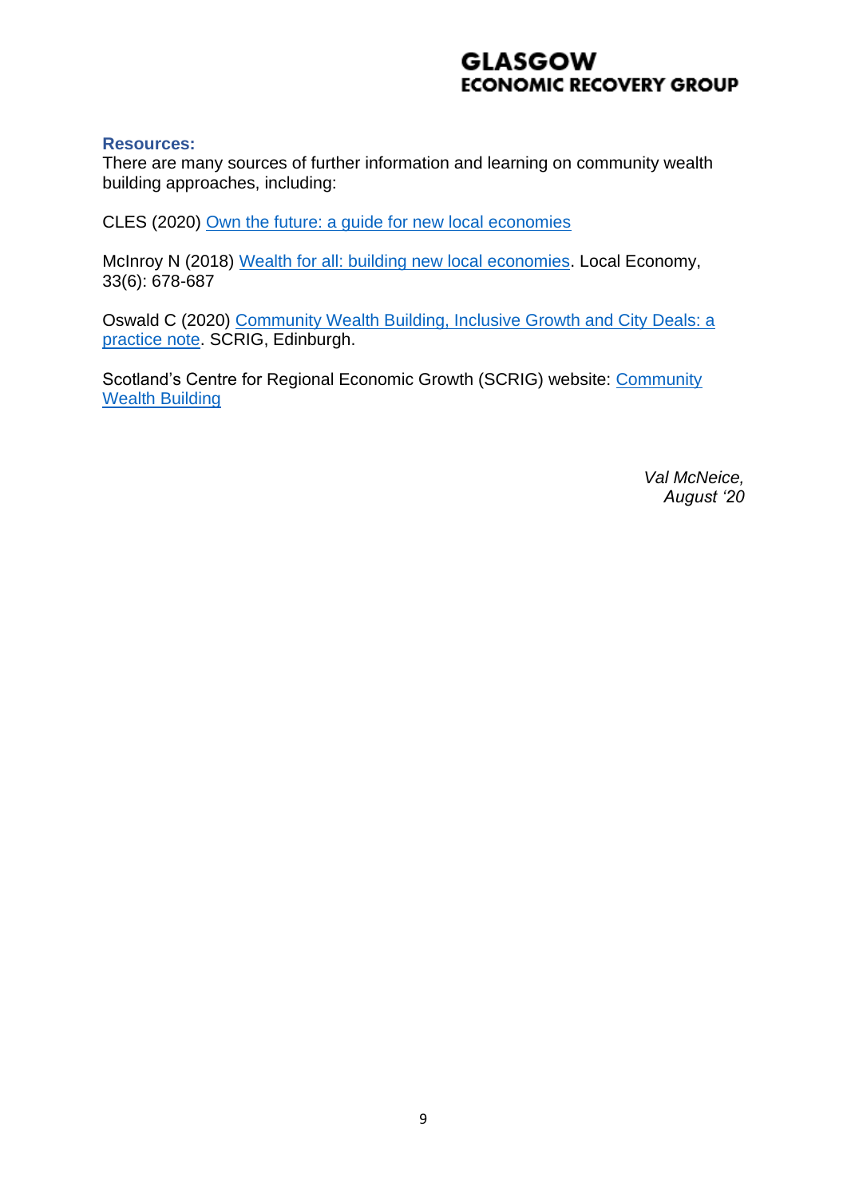**Resources:**

There are many sources of further information and learning on community wealth building approaches, including:

CLES (2020) Own the future: a guide for new local economies

McInroy N (2018) Wealth for all: building new local economies. Local Economy, 33(6): 678-687

Oswald C (2020) Community Wealth Building, Inclusive Growth and City Deals: a practice note. SCRIG, Edinburgh.

Scotland's Centre for Regional Economic Growth (SCRIG) website: Community Wealth Building

*Val McNeice,*
*August '20*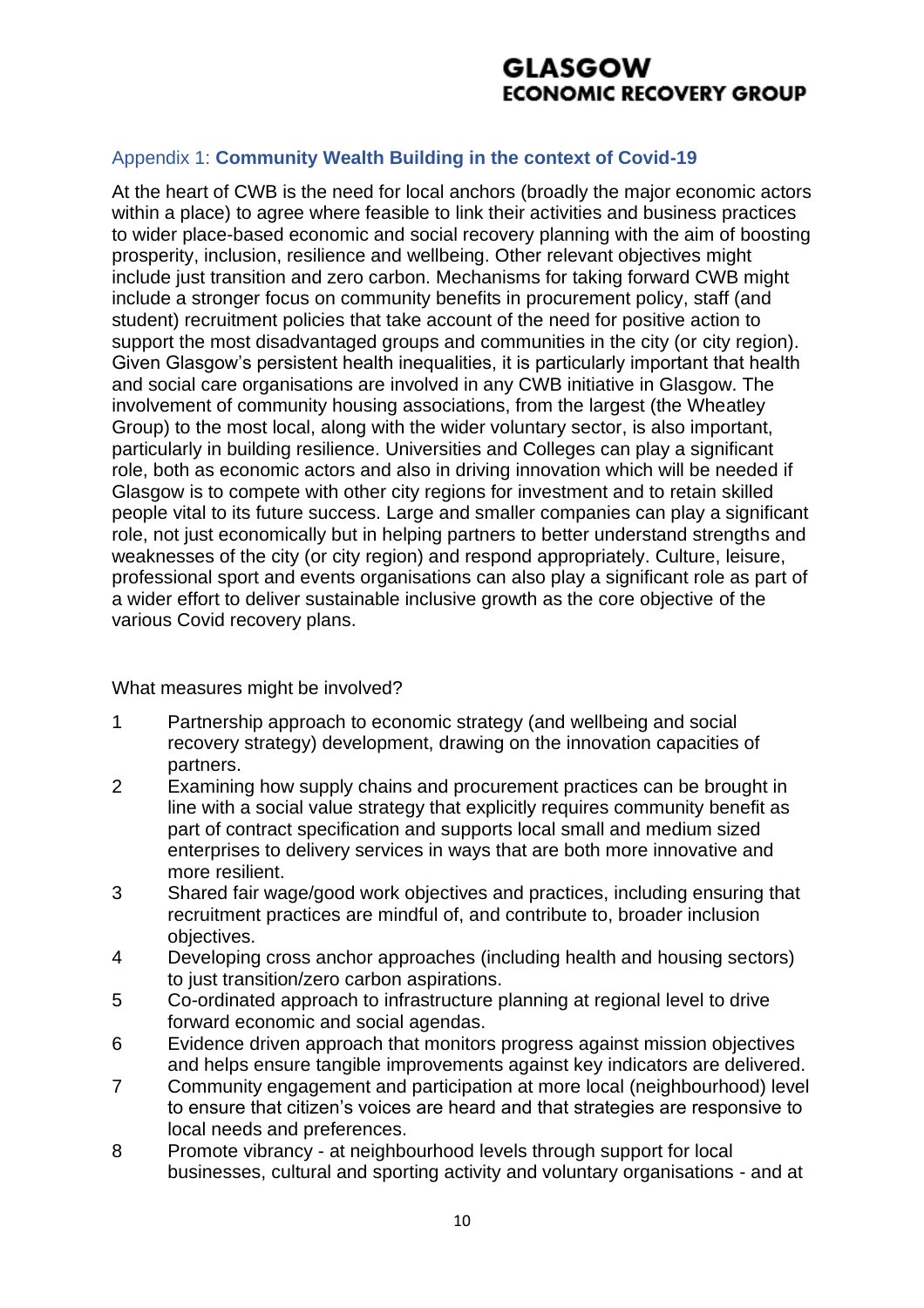## Appendix 1: **Community Wealth Building in the context of Covid-19**

At the heart of CWB is the need for local anchors (broadly the major economic actors within a place) to agree where feasible to link their activities and business practices to wider place-based economic and social recovery planning with the aim of boosting prosperity, inclusion, resilience and wellbeing. Other relevant objectives might include just transition and zero carbon. Mechanisms for taking forward CWB might include a stronger focus on community benefits in procurement policy, staff (and student) recruitment policies that take account of the need for positive action to support the most disadvantaged groups and communities in the city (or city region). Given Glasgow's persistent health inequalities, it is particularly important that health and social care organisations are involved in any CWB initiative in Glasgow. The involvement of community housing associations, from the largest (the Wheatley Group) to the most local, along with the wider voluntary sector, is also important, particularly in building resilience. Universities and Colleges can play a significant role, both as economic actors and also in driving innovation which will be needed if Glasgow is to compete with other city regions for investment and to retain skilled people vital to its future success. Large and smaller companies can play a significant role, not just economically but in helping partners to better understand strengths and weaknesses of the city (or city region) and respond appropriately. Culture, leisure, professional sport and events organisations can also play a significant role as part of a wider effort to deliver sustainable inclusive growth as the core objective of the various Covid recovery plans.

What measures might be involved?

1. Partnership approach to economic strategy (and wellbeing and social recovery strategy) development, drawing on the innovation capacities of partners.
2. Examining how supply chains and procurement practices can be brought in line with a social value strategy that explicitly requires community benefit as part of contract specification and supports local small and medium sized enterprises to delivery services in ways that are both more innovative and more resilient.
3. Shared fair wage/good work objectives and practices, including ensuring that recruitment practices are mindful of, and contribute to, broader inclusion objectives.
4. Developing cross anchor approaches (including health and housing sectors) to just transition/zero carbon aspirations.
5. Co-ordinated approach to infrastructure planning at regional level to drive forward economic and social agendas.
6. Evidence driven approach that monitors progress against mission objectives and helps ensure tangible improvements against key indicators are delivered.
7. Community engagement and participation at more local (neighbourhood) level to ensure that citizen's voices are heard and that strategies are responsive to local needs and preferences.
8. Promote vibrancy - at neighbourhood levels through support for local businesses, cultural and sporting activity and voluntary organisations - and at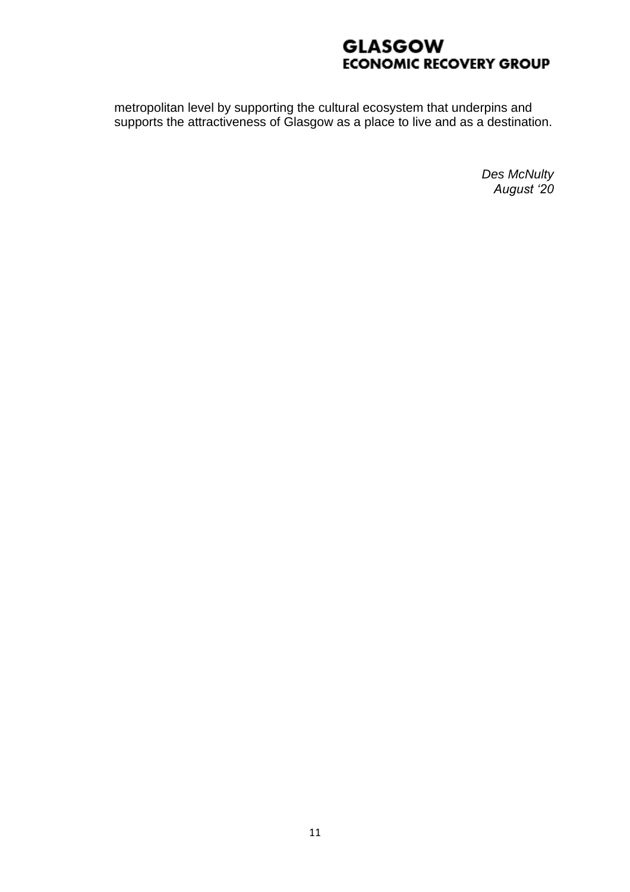metropolitan level by supporting the cultural ecosystem that underpins and supports the attractiveness of Glasgow as a place to live and as a destination.

*Des McNulty*
*August ‘20*